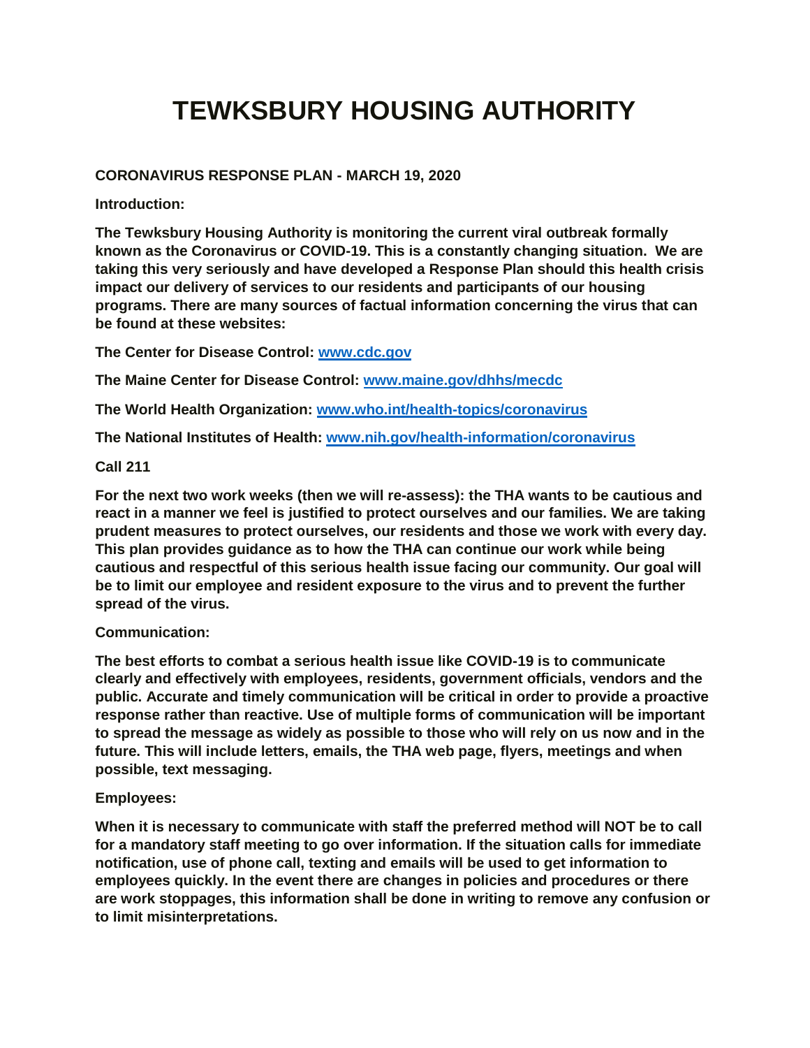# TEWKSBURY HOUSING AUTHORITY

**CORONAVIRUS RESPONSE PLAN - MARCH 19, 2020**

**Introduction:**

**The Tewksbury Housing Authority is monitoring the current viral outbreak formally known as the Coronavirus or COVID-19. This is a constantly changing situation. We are taking this very seriously and have developed a Response Plan should this health crisis impact our delivery of services to our residents and participants of our housing programs. There are many sources of factual information concerning the virus that can be found at these websites:**

**The Center for Disease Control: [www.cdc.gov](www.cdc.gov)**

**The Maine Center for Disease Control: [www.maine.gov/dhhs/mecdc](www.maine.gov/dhhs/mecdc)**

**The World Health Organization: [www.who.int/health-topics/coronavirus](www.who.int/health-topics/coronavirus)**

**The National Institutes of Health: [www.nih.gov/health-information/coronavirus](www.nih.gov/health-information/coronavirus)**

**Call 211**

**For the next two work weeks (then we will re-assess): the THA wants to be cautious and react in a manner we feel is justified to protect ourselves and our families. We are taking prudent measures to protect ourselves, our residents and those we work with every day. This plan provides guidance as to how the THA can continue our work while being cautious and respectful of this serious health issue facing our community. Our goal will be to limit our employee and resident exposure to the virus and to prevent the further spread of the virus.**

**Communication:**

**The best efforts to combat a serious health issue like COVID-19 is to communicate clearly and effectively with employees, residents, government officials, vendors and the public. Accurate and timely communication will be critical in order to provide a proactive response rather than reactive. Use of multiple forms of communication will be important to spread the message as widely as possible to those who will rely on us now and in the future. This will include letters, emails, the THA web page, flyers, meetings and when possible, text messaging.**

**Employees:**

**When it is necessary to communicate with staff the preferred method will NOT be to call for a mandatory staff meeting to go over information. If the situation calls for immediate notification, use of phone call, texting and emails will be used to get information to employees quickly. In the event there are changes in policies and procedures or there are work stoppages, this information shall be done in writing to remove any confusion or to limit misinterpretations.**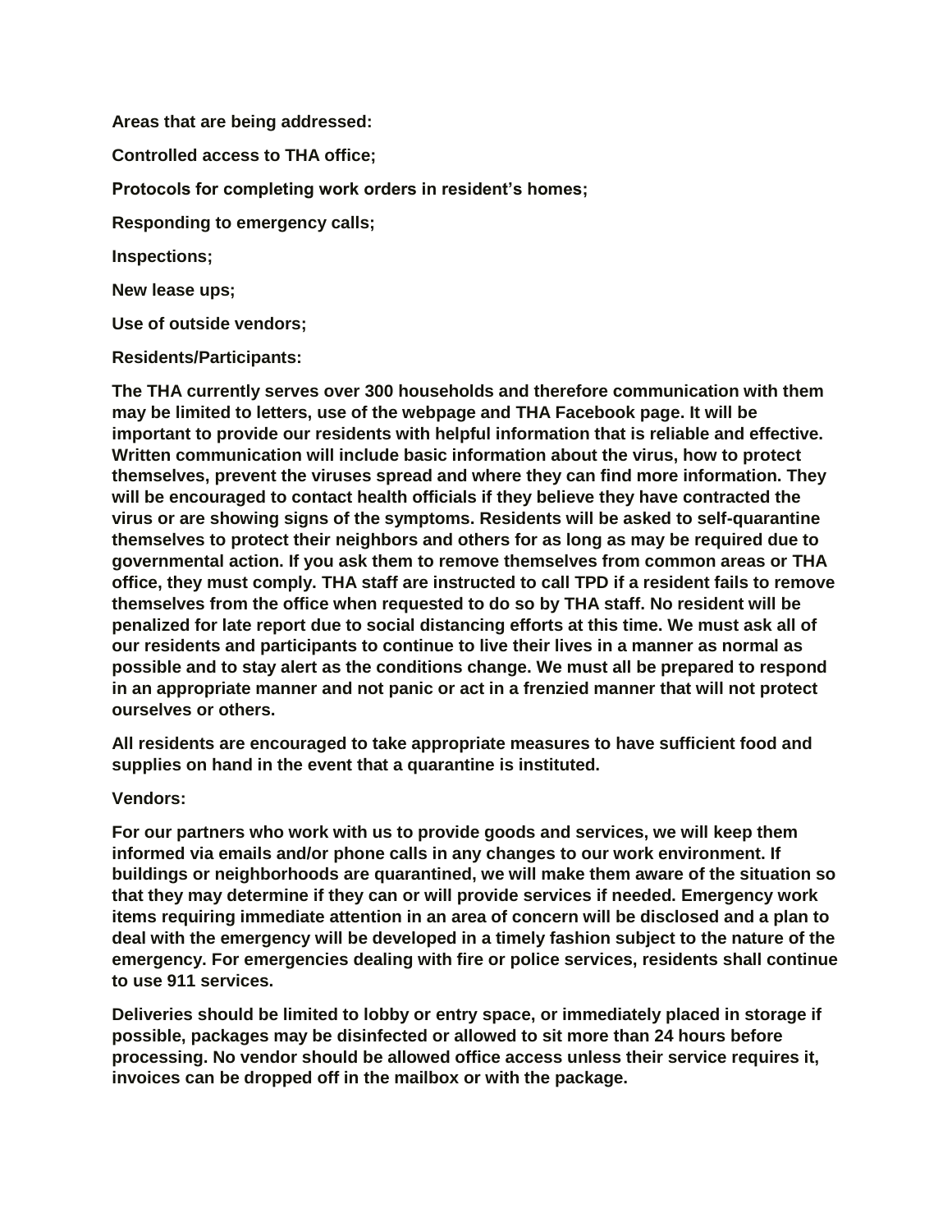**Areas that are being addressed:**

**Controlled access to THA office;**

**Protocols for completing work orders in resident's homes;**

**Responding to emergency calls;**

**Inspections;**

**New lease ups;**

**Use of outside vendors;**

**Residents/Participants:**

**The THA currently serves over 300 households and therefore communication with them may be limited to letters, use of the webpage and THA Facebook page. It will be important to provide our residents with helpful information that is reliable and effective. Written communication will include basic information about the virus, how to protect themselves, prevent the viruses spread and where they can find more information. They will be encouraged to contact health officials if they believe they have contracted the virus or are showing signs of the symptoms. Residents will be asked to self-quarantine themselves to protect their neighbors and others for as long as may be required due to governmental action. If you ask them to remove themselves from common areas or THA office, they must comply. THA staff are instructed to call TPD if a resident fails to remove themselves from the office when requested to do so by THA staff. No resident will be penalized for late report due to social distancing efforts at this time. We must ask all of our residents and participants to continue to live their lives in a manner as normal as possible and to stay alert as the conditions change. We must all be prepared to respond in an appropriate manner and not panic or act in a frenzied manner that will not protect ourselves or others.**

**All residents are encouraged to take appropriate measures to have sufficient food and supplies on hand in the event that a quarantine is instituted.**

**Vendors:**

**For our partners who work with us to provide goods and services, we will keep them informed via emails and/or phone calls in any changes to our work environment. If buildings or neighborhoods are quarantined, we will make them aware of the situation so that they may determine if they can or will provide services if needed. Emergency work items requiring immediate attention in an area of concern will be disclosed and a plan to deal with the emergency will be developed in a timely fashion subject to the nature of the emergency. For emergencies dealing with fire or police services, residents shall continue to use 911 services.**

**Deliveries should be limited to lobby or entry space, or immediately placed in storage if possible, packages may be disinfected or allowed to sit more than 24 hours before processing. No vendor should be allowed office access unless their service requires it, invoices can be dropped off in the mailbox or with the package.**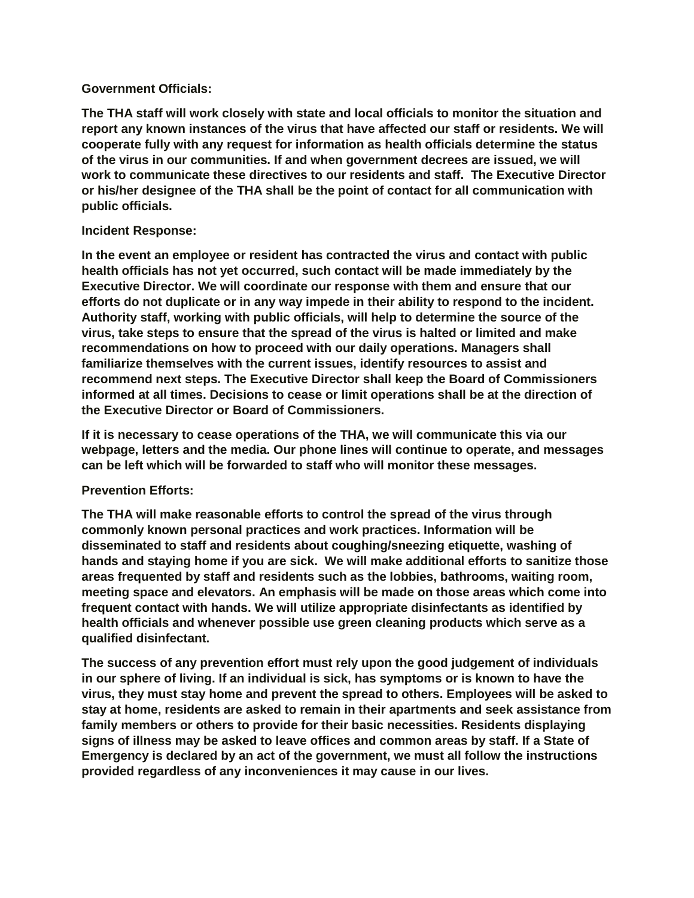**Government Officials:**

**The THA staff will work closely with state and local officials to monitor the situation and report any known instances of the virus that have affected our staff or residents. We will cooperate fully with any request for information as health officials determine the status of the virus in our communities. If and when government decrees are issued, we will work to communicate these directives to our residents and staff. The Executive Director or his/her designee of the THA shall be the point of contact for all communication with public officials.**

**Incident Response:**

**In the event an employee or resident has contracted the virus and contact with public health officials has not yet occurred, such contact will be made immediately by the Executive Director. We will coordinate our response with them and ensure that our efforts do not duplicate or in any way impede in their ability to respond to the incident. Authority staff, working with public officials, will help to determine the source of the virus, take steps to ensure that the spread of the virus is halted or limited and make recommendations on how to proceed with our daily operations. Managers shall familiarize themselves with the current issues, identify resources to assist and recommend next steps. The Executive Director shall keep the Board of Commissioners informed at all times. Decisions to cease or limit operations shall be at the direction of the Executive Director or Board of Commissioners.**

**If it is necessary to cease operations of the THA, we will communicate this via our webpage, letters and the media. Our phone lines will continue to operate, and messages can be left which will be forwarded to staff who will monitor these messages.**

**Prevention Efforts:**

**The THA will make reasonable efforts to control the spread of the virus through commonly known personal practices and work practices. Information will be disseminated to staff and residents about coughing/sneezing etiquette, washing of hands and staying home if you are sick. We will make additional efforts to sanitize those areas frequented by staff and residents such as the lobbies, bathrooms, waiting room, meeting space and elevators. An emphasis will be made on those areas which come into frequent contact with hands. We will utilize appropriate disinfectants as identified by health officials and whenever possible use green cleaning products which serve as a qualified disinfectant.**

**The success of any prevention effort must rely upon the good judgement of individuals in our sphere of living. If an individual is sick, has symptoms or is known to have the virus, they must stay home and prevent the spread to others. Employees will be asked to stay at home, residents are asked to remain in their apartments and seek assistance from family members or others to provide for their basic necessities. Residents displaying signs of illness may be asked to leave offices and common areas by staff. If a State of Emergency is declared by an act of the government, we must all follow the instructions provided regardless of any inconveniences it may cause in our lives.**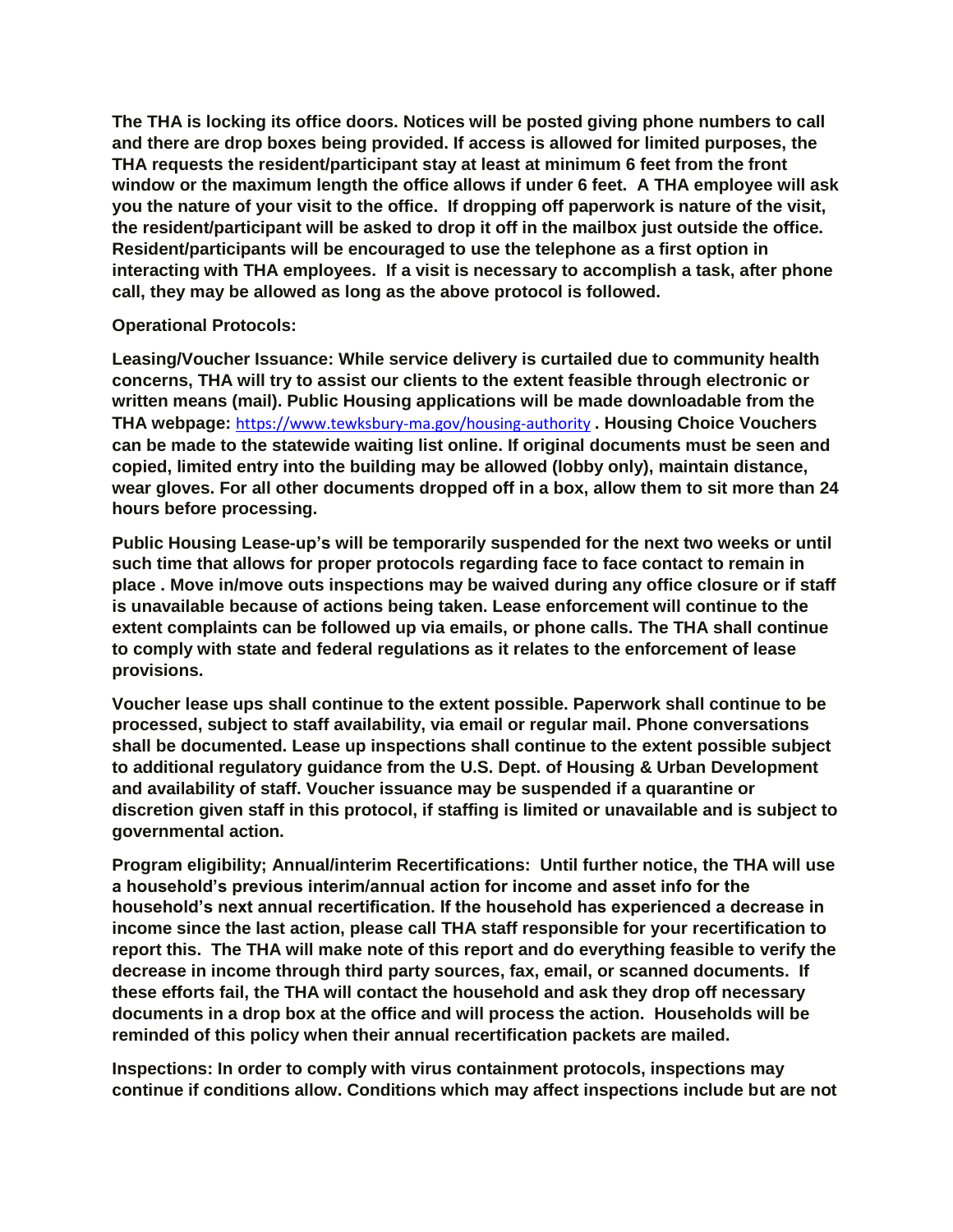**The THA is locking its office doors. Notices will be posted giving phone numbers to call and there are drop boxes being provided. If access is allowed for limited purposes, the THA requests the resident/participant stay at least at minimum 6 feet from the front window or the maximum length the office allows if under 6 feet. A THA employee will ask you the nature of your visit to the office. If dropping off paperwork is nature of the visit, the resident/participant will be asked to drop it off in the mailbox just outside the office. Resident/participants will be encouraged to use the telephone as a first option in interacting with THA employees. If a visit is necessary to accomplish a task, after phone call, they may be allowed as long as the above protocol is followed.**

**Operational Protocols:**

**Leasing/Voucher Issuance: While service delivery is curtailed due to community health concerns, THA will try to assist our clients to the extent feasible through electronic or written means (mail). Public Housing applications will be made downloadable from the THA webpage:** https://www.tewksbury-ma.gov/housing-authority **. Housing Choice Vouchers can be made to the statewide waiting list online. If original documents must be seen and copied, limited entry into the building may be allowed (lobby only), maintain distance, wear gloves. For all other documents dropped off in a box, allow them to sit more than 24 hours before processing.**

**Public Housing Lease-up's will be temporarily suspended for the next two weeks or until such time that allows for proper protocols regarding face to face contact to remain in place . Move in/move outs inspections may be waived during any office closure or if staff is unavailable because of actions being taken. Lease enforcement will continue to the extent complaints can be followed up via emails, or phone calls. The THA shall continue to comply with state and federal regulations as it relates to the enforcement of lease provisions.**

**Voucher lease ups shall continue to the extent possible. Paperwork shall continue to be processed, subject to staff availability, via email or regular mail. Phone conversations shall be documented. Lease up inspections shall continue to the extent possible subject to additional regulatory guidance from the U.S. Dept. of Housing & Urban Development and availability of staff. Voucher issuance may be suspended if a quarantine or discretion given staff in this protocol, if staffing is limited or unavailable and is subject to governmental action.**

**Program eligibility; Annual/interim Recertifications: Until further notice, the THA will use a household's previous interim/annual action for income and asset info for the household's next annual recertification. If the household has experienced a decrease in income since the last action, please call THA staff responsible for your recertification to report this. The THA will make note of this report and do everything feasible to verify the decrease in income through third party sources, fax, email, or scanned documents. If these efforts fail, the THA will contact the household and ask they drop off necessary documents in a drop box at the office and will process the action. Households will be reminded of this policy when their annual recertification packets are mailed.**

**Inspections: In order to comply with virus containment protocols, inspections may continue if conditions allow. Conditions which may affect inspections include but are not**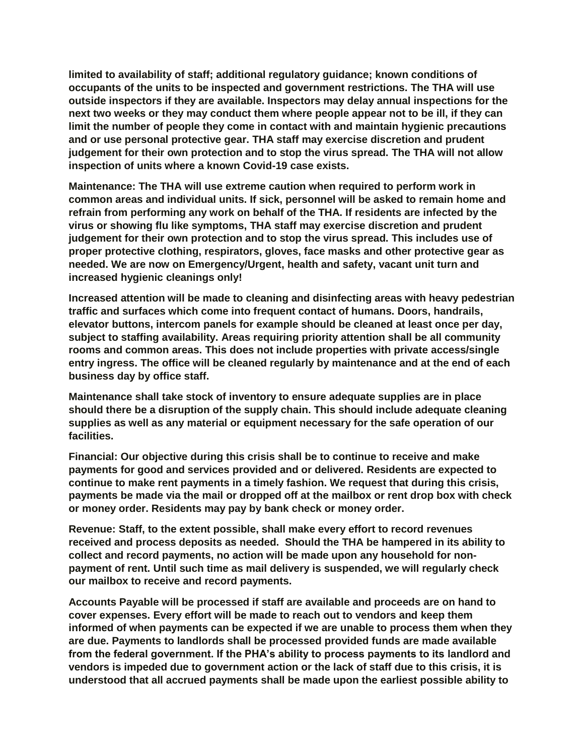**limited to availability of staff; additional regulatory guidance; known conditions of occupants of the units to be inspected and government restrictions. The THA will use outside inspectors if they are available. Inspectors may delay annual inspections for the next two weeks or they may conduct them where people appear not to be ill, if they can limit the number of people they come in contact with and maintain hygienic precautions and or use personal protective gear. THA staff may exercise discretion and prudent judgement for their own protection and to stop the virus spread. The THA will not allow inspection of units where a known Covid-19 case exists.**

**Maintenance: The THA will use extreme caution when required to perform work in common areas and individual units. If sick, personnel will be asked to remain home and refrain from performing any work on behalf of the THA. If residents are infected by the virus or showing flu like symptoms, THA staff may exercise discretion and prudent judgement for their own protection and to stop the virus spread. This includes use of proper protective clothing, respirators, gloves, face masks and other protective gear as needed. We are now on Emergency/Urgent, health and safety, vacant unit turn and increased hygienic cleanings only!**

**Increased attention will be made to cleaning and disinfecting areas with heavy pedestrian traffic and surfaces which come into frequent contact of humans. Doors, handrails, elevator buttons, intercom panels for example should be cleaned at least once per day, subject to staffing availability. Areas requiring priority attention shall be all community rooms and common areas. This does not include properties with private access/single entry ingress. The office will be cleaned regularly by maintenance and at the end of each business day by office staff.**

**Maintenance shall take stock of inventory to ensure adequate supplies are in place should there be a disruption of the supply chain. This should include adequate cleaning supplies as well as any material or equipment necessary for the safe operation of our facilities.**

**Financial: Our objective during this crisis shall be to continue to receive and make payments for good and services provided and or delivered. Residents are expected to continue to make rent payments in a timely fashion. We request that during this crisis, payments be made via the mail or dropped off at the mailbox or rent drop box with check or money order. Residents may pay by bank check or money order.**

**Revenue: Staff, to the extent possible, shall make every effort to record revenues received and process deposits as needed. Should the THA be hampered in its ability to collect and record payments, no action will be made upon any household for non-payment of rent. Until such time as mail delivery is suspended, we will regularly check our mailbox to receive and record payments.**

**Accounts Payable will be processed if staff are available and proceeds are on hand to cover expenses. Every effort will be made to reach out to vendors and keep them informed of when payments can be expected if we are unable to process them when they are due. Payments to landlords shall be processed provided funds are made available from the federal government. If the PHA's ability to process payments to its landlord and vendors is impeded due to government action or the lack of staff due to this crisis, it is understood that all accrued payments shall be made upon the earliest possible ability to**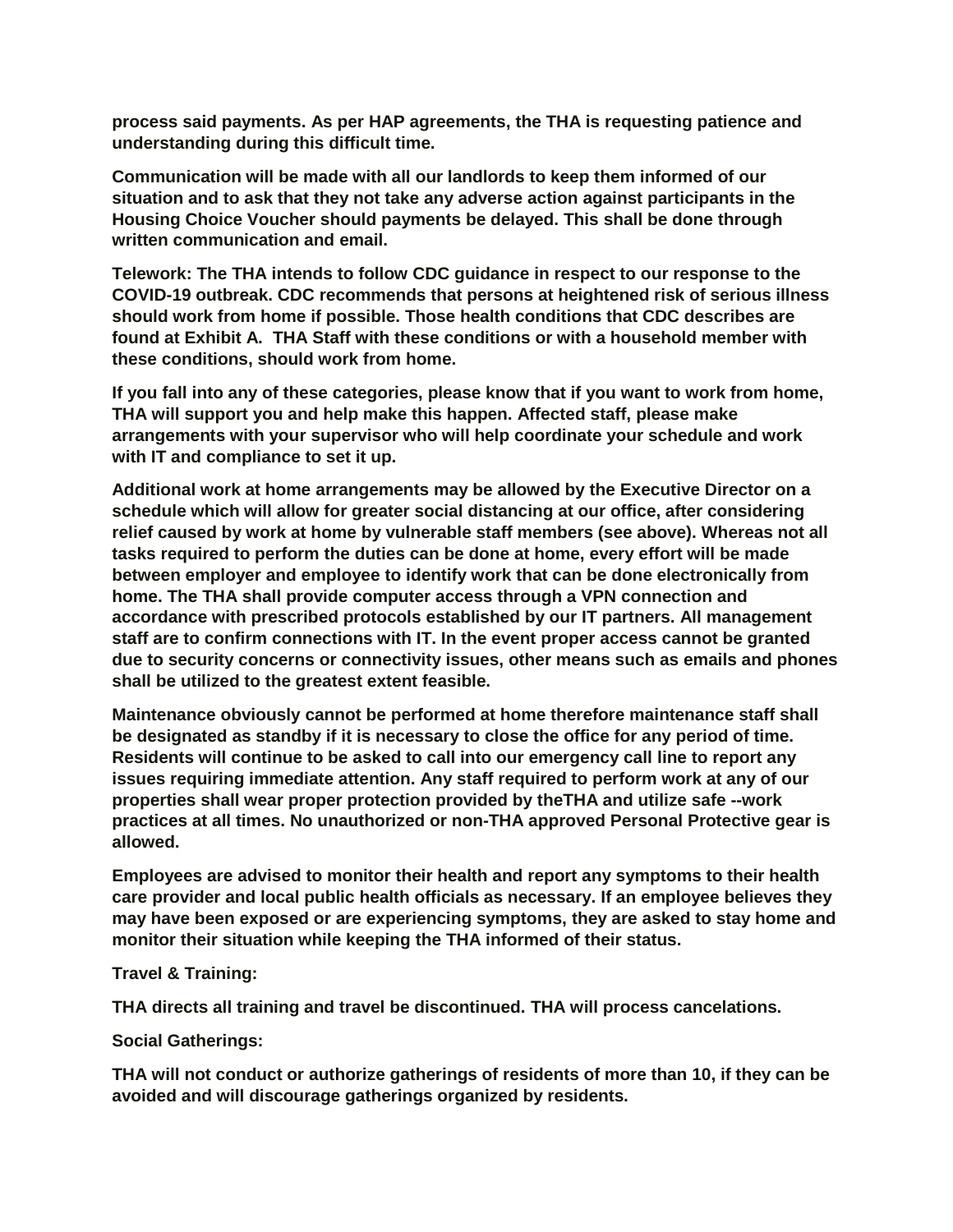**process said payments. As per HAP agreements, the THA is requesting patience and understanding during this difficult time.**

**Communication will be made with all our landlords to keep them informed of our situation and to ask that they not take any adverse action against participants in the Housing Choice Voucher should payments be delayed. This shall be done through written communication and email.**

**Telework: The THA intends to follow CDC guidance in respect to our response to the COVID-19 outbreak. CDC recommends that persons at heightened risk of serious illness should work from home if possible. Those health conditions that CDC describes are found at Exhibit A. THA Staff with these conditions or with a household member with these conditions, should work from home.**

**If you fall into any of these categories, please know that if you want to work from home, THA will support you and help make this happen. Affected staff, please make arrangements with your supervisor who will help coordinate your schedule and work with IT and compliance to set it up.**

**Additional work at home arrangements may be allowed by the Executive Director on a schedule which will allow for greater social distancing at our office, after considering relief caused by work at home by vulnerable staff members (see above). Whereas not all tasks required to perform the duties can be done at home, every effort will be made between employer and employee to identify work that can be done electronically from home. The THA shall provide computer access through a VPN connection and accordance with prescribed protocols established by our IT partners. All management staff are to confirm connections with IT. In the event proper access cannot be granted due to security concerns or connectivity issues, other means such as emails and phones shall be utilized to the greatest extent feasible.**

**Maintenance obviously cannot be performed at home therefore maintenance staff shall be designated as standby if it is necessary to close the office for any period of time. Residents will continue to be asked to call into our emergency call line to report any issues requiring immediate attention. Any staff required to perform work at any of our properties shall wear proper protection provided by theTHA and utilize safe --work practices at all times. No unauthorized or non-THA approved Personal Protective gear is allowed.**

**Employees are advised to monitor their health and report any symptoms to their health care provider and local public health officials as necessary. If an employee believes they may have been exposed or are experiencing symptoms, they are asked to stay home and monitor their situation while keeping the THA informed of their status.**

**Travel & Training:**

**THA directs all training and travel be discontinued. THA will process cancelations.**

**Social Gatherings:**

**THA will not conduct or authorize gatherings of residents of more than 10, if they can be avoided and will discourage gatherings organized by residents.**